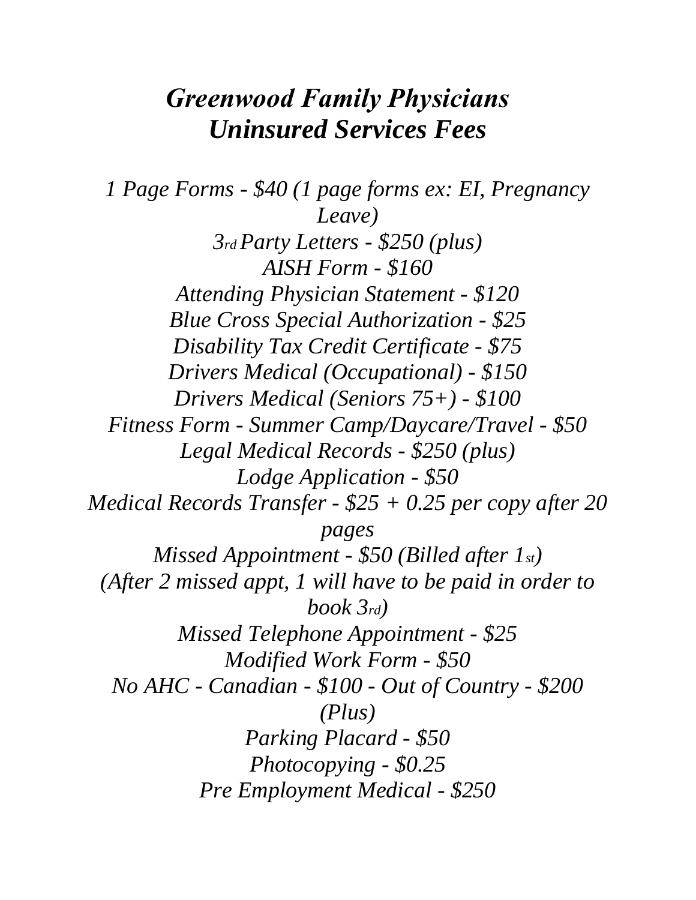# *Greenwood Family Physicians Uninsured Services Fees*

*1 Page Forms - $40 (1 page forms ex: EI, Pregnancy Leave)*

*3rd Party Letters - $250 (plus)*

*AISH Form - $160*

*Attending Physician Statement - $120*

*Blue Cross Special Authorization - $25*

*Disability Tax Credit Certificate - $75*

*Drivers Medical (Occupational) - $150*

*Drivers Medical (Seniors 75+) - $100*

*Fitness Form - Summer Camp/Daycare/Travel - $50*

*Legal Medical Records - $250 (plus)*

*Lodge Application - $50*

*Medical Records Transfer - $25 + 0.25 per copy after 20 pages*

*Missed Appointment - $50 (Billed after 1st)*

*(After 2 missed appt, 1 will have to be paid in order to book 3rd)*

*Missed Telephone Appointment - $25*

*Modified Work Form - $50*

*No AHC - Canadian - $100 - Out of Country - $200 (Plus)*

*Parking Placard - $50*

*Photocopying - $0.25*

*Pre Employment Medical - $250*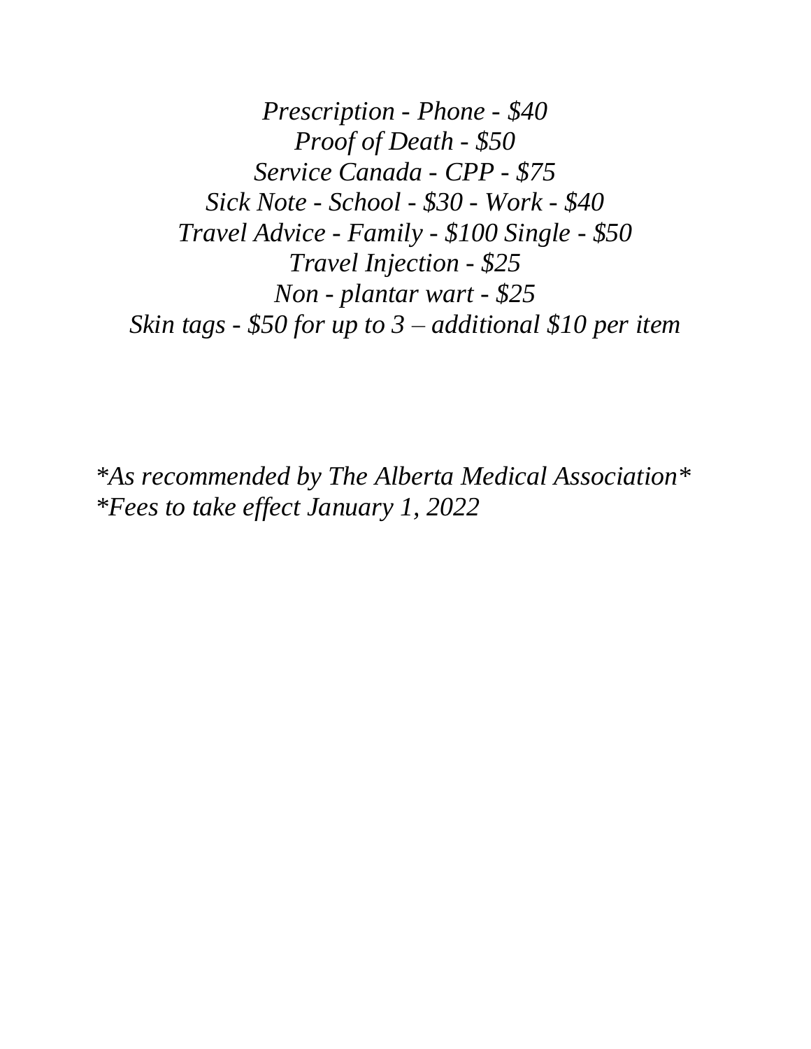*Prescription - Phone - $40*
*Proof of Death - $50*
*Service Canada - CPP - $75*
*Sick Note - School - $30 - Work - $40*
*Travel Advice - Family - $100 Single - $50*
*Travel Injection - $25*
*Non - plantar wart - $25*
*Skin tags - $50 for up to 3 – additional $10 per item*

*\*As recommended by The Alberta Medical Association\**
*\*Fees to take effect January 1, 2022*